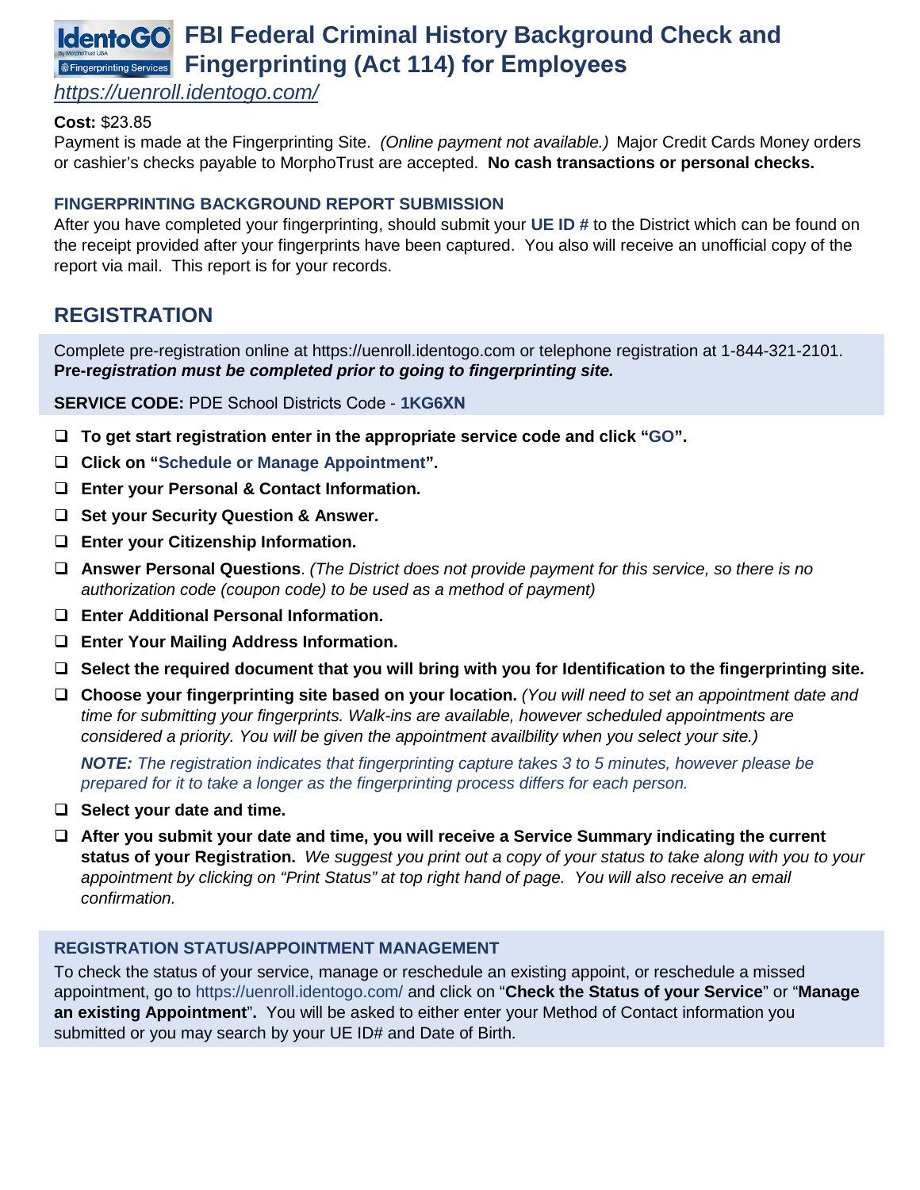# FBI Federal Criminal History Background Check and Fingerprinting (Act 114) for Employees

*https://uenroll.identogo.com/*

**Cost:** $23.85

Payment is made at the Fingerprinting Site. *(Online payment not available.)* Major Credit Cards Money orders or cashier's checks payable to MorphoTrust are accepted. **No cash transactions or personal checks.**

### FINGERPRINTING BACKGROUND REPORT SUBMISSION

After you have completed your fingerprinting, should submit your **UE ID #** to the District which can be found on the receipt provided after your fingerprints have been captured. You also will receive an unofficial copy of the report via mail. This report is for your records.

## REGISTRATION

Complete pre-registration online at https://uenroll.identogo.com or telephone registration at 1-844-321-2101. ***Pre-registration must be completed prior to going to fingerprinting site.***

**SERVICE CODE:** PDE School Districts Code - **1KG6XN**

- ❑ **To get start registration enter in the appropriate service code and click "GO".**
- ❑ **Click on "Schedule or Manage Appointment".**
- ❑ **Enter your Personal & Contact Information.**
- ❑ **Set your Security Question & Answer.**
- ❑ **Enter your Citizenship Information.**
- ❑ **Answer Personal Questions**. *(The District does not provide payment for this service, so there is no authorization code (coupon code) to be used as a method of payment)*
- ❑ **Enter Additional Personal Information.**
- ❑ **Enter Your Mailing Address Information.**
- ❑ **Select the required document that you will bring with you for Identification to the fingerprinting site.**
- ❑ **Choose your fingerprinting site based on your location.** *(You will need to set an appointment date and time for submitting your fingerprints. Walk-ins are available, however scheduled appointments are considered a priority. You will be given the appointment availbility when you select your site.)*

  ***NOTE:*** *The registration indicates that fingerprinting capture takes 3 to 5 minutes, however please be prepared for it to take a longer as the fingerprinting process differs for each person.*
- ❑ **Select your date and time.**
- ❑ **After you submit your date and time, you will receive a Service Summary indicating the current status of your Registration.** *We suggest you print out a copy of your status to take along with you to your appointment by clicking on "Print Status" at top right hand of page. You will also receive an email confirmation.*

### REGISTRATION STATUS/APPOINTMENT MANAGEMENT

To check the status of your service, manage or reschedule an existing appoint, or reschedule a missed appointment, go to https://uenroll.identogo.com/ and click on "**Check the Status of your Service**" or "**Manage an existing Appointment**". You will be asked to either enter your Method of Contact information you submitted or you may search by your UE ID# and Date of Birth.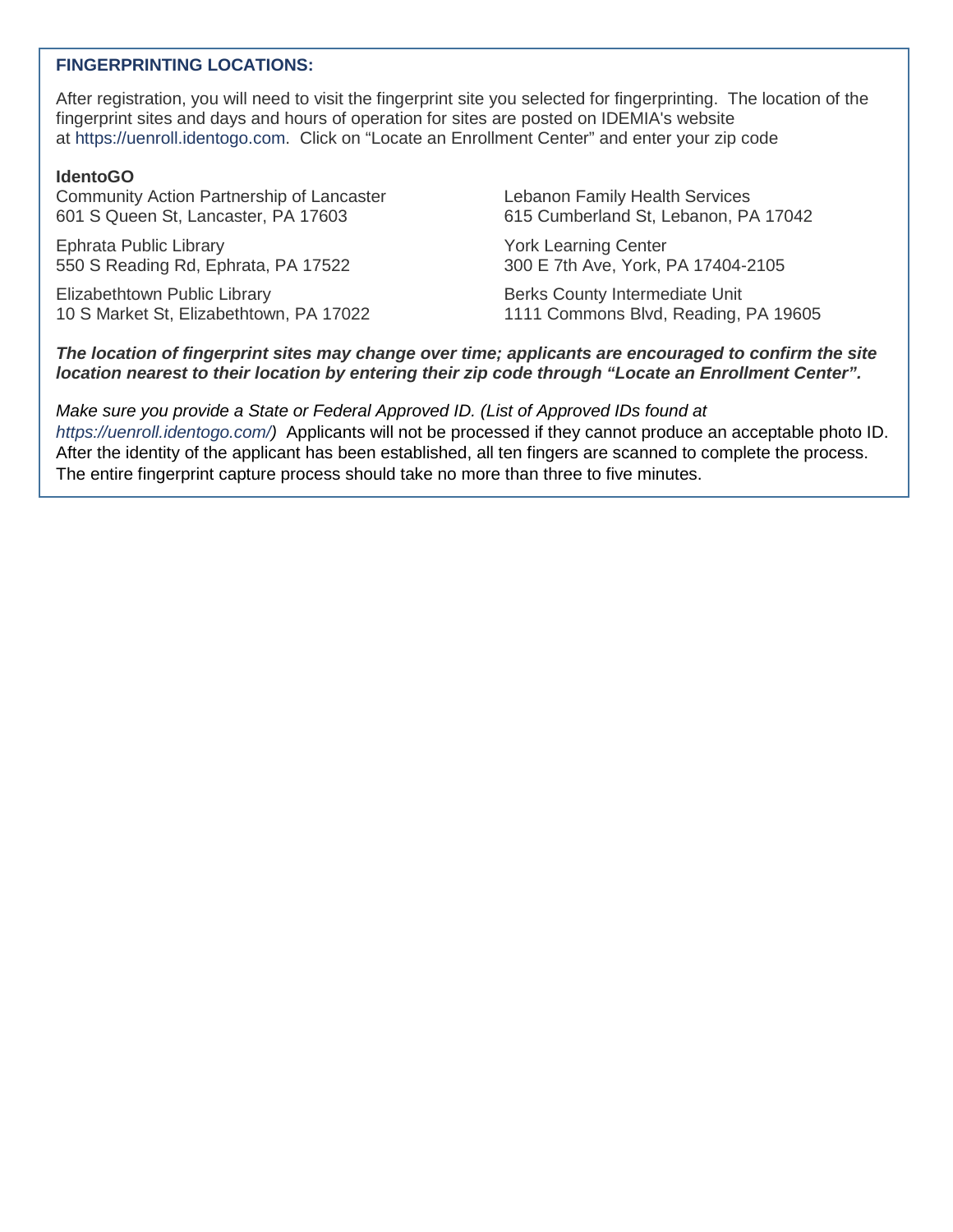## FINGERPRINTING LOCATIONS:

After registration, you will need to visit the fingerprint site you selected for fingerprinting. The location of the fingerprint sites and days and hours of operation for sites are posted on IDEMIA's website at https://uenroll.identogo.com. Click on "Locate an Enrollment Center" and enter your zip code

**IdentoGO**

Community Action Partnership of Lancaster
601 S Queen St, Lancaster, PA 17603

Ephrata Public Library
550 S Reading Rd, Ephrata, PA 17522

Elizabethtown Public Library
10 S Market St, Elizabethtown, PA 17022

Lebanon Family Health Services
615 Cumberland St, Lebanon, PA 17042

York Learning Center
300 E 7th Ave, York, PA 17404-2105

Berks County Intermediate Unit
1111 Commons Blvd, Reading, PA 19605

***The location of fingerprint sites may change over time; applicants are encouraged to confirm the site location nearest to their location by entering their zip code through "Locate an Enrollment Center".***

*Make sure you provide a State or Federal Approved ID. (List of Approved IDs found at https://uenroll.identogo.com/)* Applicants will not be processed if they cannot produce an acceptable photo ID. After the identity of the applicant has been established, all ten fingers are scanned to complete the process. The entire fingerprint capture process should take no more than three to five minutes.